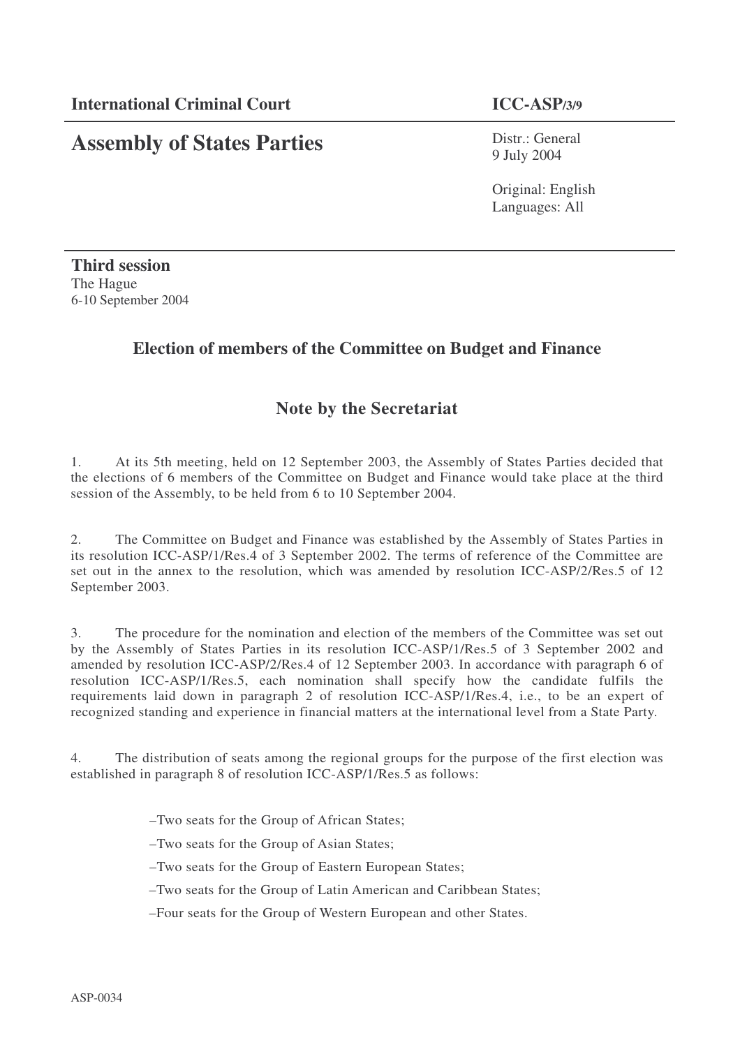**International Criminal Court** **ICC-ASP/3/9**

# Assembly of States Parties

Distr.: General
9 July 2004

Original: English
Languages: All

**Third session**
The Hague
6-10 September 2004

## Election of members of the Committee on Budget and Finance

## Note by the Secretariat

1. At its 5th meeting, held on 12 September 2003, the Assembly of States Parties decided that the elections of 6 members of the Committee on Budget and Finance would take place at the third session of the Assembly, to be held from 6 to 10 September 2004.

2. The Committee on Budget and Finance was established by the Assembly of States Parties in its resolution ICC-ASP/1/Res.4 of 3 September 2002. The terms of reference of the Committee are set out in the annex to the resolution, which was amended by resolution ICC-ASP/2/Res.5 of 12 September 2003.

3. The procedure for the nomination and election of the members of the Committee was set out by the Assembly of States Parties in its resolution ICC-ASP/1/Res.5 of 3 September 2002 and amended by resolution ICC-ASP/2/Res.4 of 12 September 2003. In accordance with paragraph 6 of resolution ICC-ASP/1/Res.5, each nomination shall specify how the candidate fulfils the requirements laid down in paragraph 2 of resolution ICC-ASP/1/Res.4, i.e., to be an expert of recognized standing and experience in financial matters at the international level from a State Party.

4. The distribution of seats among the regional groups for the purpose of the first election was established in paragraph 8 of resolution ICC-ASP/1/Res.5 as follows:

- –Two seats for the Group of African States;
- –Two seats for the Group of Asian States;
- –Two seats for the Group of Eastern European States;
- –Two seats for the Group of Latin American and Caribbean States;
- –Four seats for the Group of Western European and other States.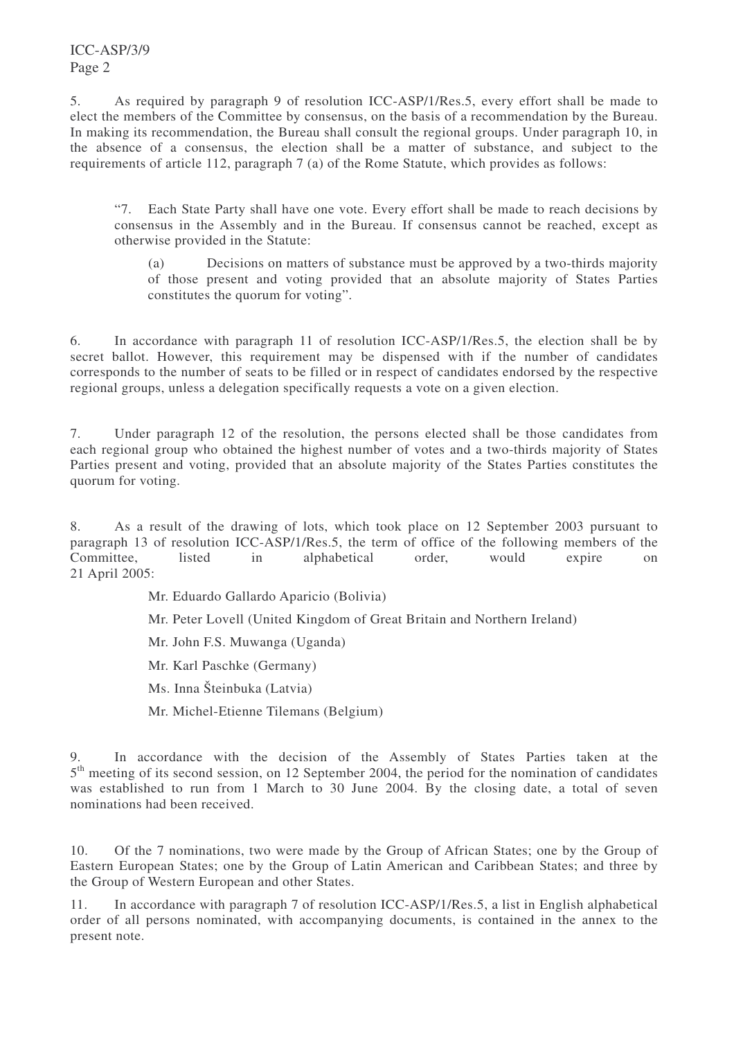5. As required by paragraph 9 of resolution ICC-ASP/1/Res.5, every effort shall be made to elect the members of the Committee by consensus, on the basis of a recommendation by the Bureau. In making its recommendation, the Bureau shall consult the regional groups. Under paragraph 10, in the absence of a consensus, the election shall be a matter of substance, and subject to the requirements of article 112, paragraph 7 (a) of the Rome Statute, which provides as follows:

> "7. Each State Party shall have one vote. Every effort shall be made to reach decisions by consensus in the Assembly and in the Bureau. If consensus cannot be reached, except as otherwise provided in the Statute:
>
> > (a) Decisions on matters of substance must be approved by a two-thirds majority of those present and voting provided that an absolute majority of States Parties constitutes the quorum for voting".

6. In accordance with paragraph 11 of resolution ICC-ASP/1/Res.5, the election shall be by secret ballot. However, this requirement may be dispensed with if the number of candidates corresponds to the number of seats to be filled or in respect of candidates endorsed by the respective regional groups, unless a delegation specifically requests a vote on a given election.

7. Under paragraph 12 of the resolution, the persons elected shall be those candidates from each regional group who obtained the highest number of votes and a two-thirds majority of States Parties present and voting, provided that an absolute majority of the States Parties constitutes the quorum for voting.

8. As a result of the drawing of lots, which took place on 12 September 2003 pursuant to paragraph 13 of resolution ICC-ASP/1/Res.5, the term of office of the following members of the Committee, listed in alphabetical order, would expire on 21 April 2005:

- Mr. Eduardo Gallardo Aparicio (Bolivia)
- Mr. Peter Lovell (United Kingdom of Great Britain and Northern Ireland)
- Mr. John F.S. Muwanga (Uganda)
- Mr. Karl Paschke (Germany)
- Ms. Inna Šteinbuka (Latvia)
- Mr. Michel-Etienne Tilemans (Belgium)

9. In accordance with the decision of the Assembly of States Parties taken at the 5th meeting of its second session, on 12 September 2004, the period for the nomination of candidates was established to run from 1 March to 30 June 2004. By the closing date, a total of seven nominations had been received.

10. Of the 7 nominations, two were made by the Group of African States; one by the Group of Eastern European States; one by the Group of Latin American and Caribbean States; and three by the Group of Western European and other States.

11. In accordance with paragraph 7 of resolution ICC-ASP/1/Res.5, a list in English alphabetical order of all persons nominated, with accompanying documents, is contained in the annex to the present note.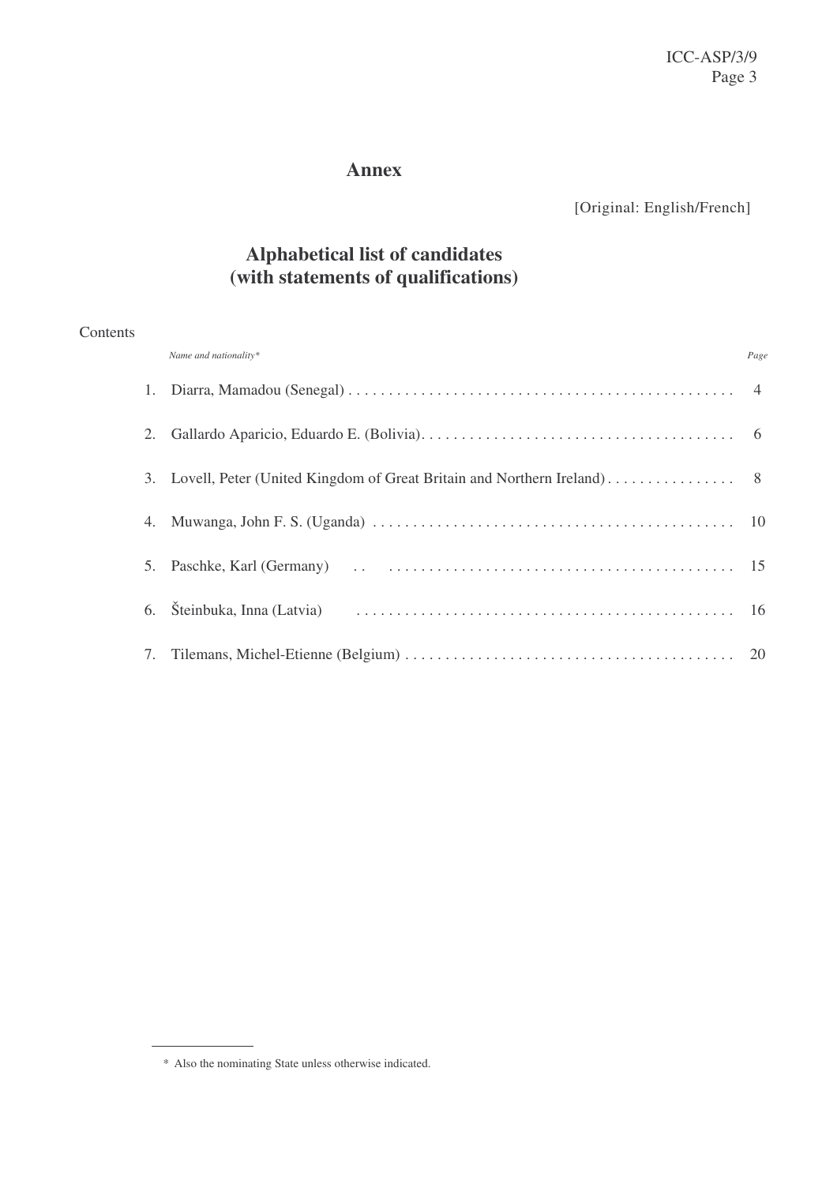# Annex

[Original: English/French]

## Alphabetical list of candidates (with statements of qualifications)

Contents

| | *Name and nationality** | *Page* |
|---|---|---|
| 1. | Diarra, Mamadou (Senegal) | 4 |
| 2. | Gallardo Aparicio, Eduardo E. (Bolivia) | 6 |
| 3. | Lovell, Peter (United Kingdom of Great Britain and Northern Ireland) | 8 |
| 4. | Muwanga, John F. S. (Uganda) | 10 |
| 5. | Paschke, Karl (Germany) | 15 |
| 6. | Šteinbuka, Inna (Latvia) | 16 |
| 7. | Tilemans, Michel-Etienne (Belgium) | 20 |

\* Also the nominating State unless otherwise indicated.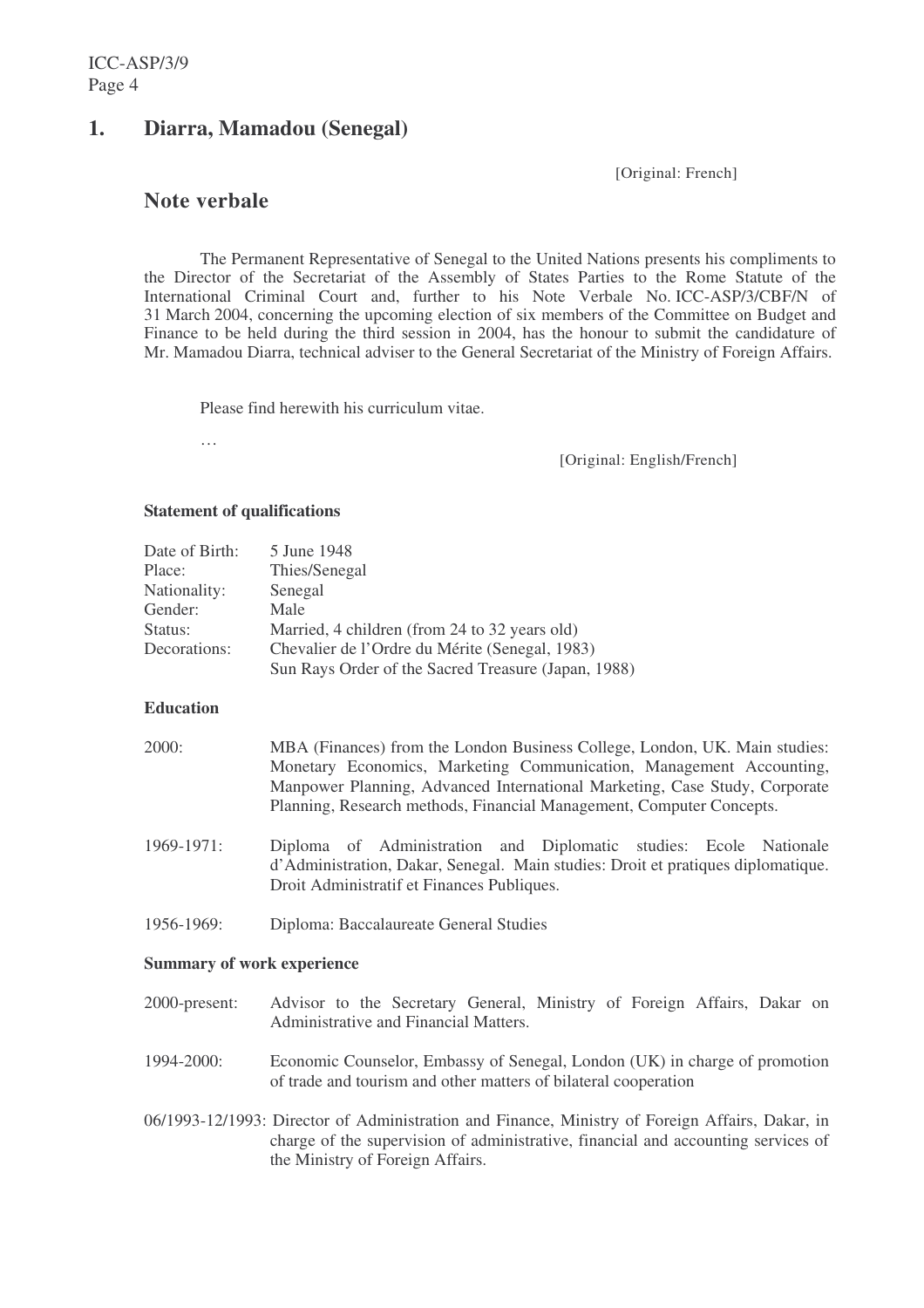## 1. Diarra, Mamadou (Senegal)

[Original: French]

### Note verbale

The Permanent Representative of Senegal to the United Nations presents his compliments to the Director of the Secretariat of the Assembly of States Parties to the Rome Statute of the International Criminal Court and, further to his Note Verbale No. ICC-ASP/3/CBF/N of 31 March 2004, concerning the upcoming election of six members of the Committee on Budget and Finance to be held during the third session in 2004, has the honour to submit the candidature of Mr. Mamadou Diarra, technical adviser to the General Secretariat of the Ministry of Foreign Affairs.

Please find herewith his curriculum vitae.

…

[Original: English/French]

**Statement of qualifications**

| | |
|---|---|
| Date of Birth: | 5 June 1948 |
| Place: | Thies/Senegal |
| Nationality: | Senegal |
| Gender: | Male |
| Status: | Married, 4 children (from 24 to 32 years old) |
| Decorations: | Chevalier de l'Ordre du Mérite (Senegal, 1983)<br>Sun Rays Order of the Sacred Treasure (Japan, 1988) |

**Education**

2000: MBA (Finances) from the London Business College, London, UK. Main studies: Monetary Economics, Marketing Communication, Management Accounting, Manpower Planning, Advanced International Marketing, Case Study, Corporate Planning, Research methods, Financial Management, Computer Concepts.

1969-1971: Diploma of Administration and Diplomatic studies: Ecole Nationale d'Administration, Dakar, Senegal. Main studies: Droit et pratiques diplomatique. Droit Administratif et Finances Publiques.

1956-1969: Diploma: Baccalaureate General Studies

**Summary of work experience**

2000-present: Advisor to the Secretary General, Ministry of Foreign Affairs, Dakar on Administrative and Financial Matters.

1994-2000: Economic Counselor, Embassy of Senegal, London (UK) in charge of promotion of trade and tourism and other matters of bilateral cooperation

06/1993-12/1993: Director of Administration and Finance, Ministry of Foreign Affairs, Dakar, in charge of the supervision of administrative, financial and accounting services of the Ministry of Foreign Affairs.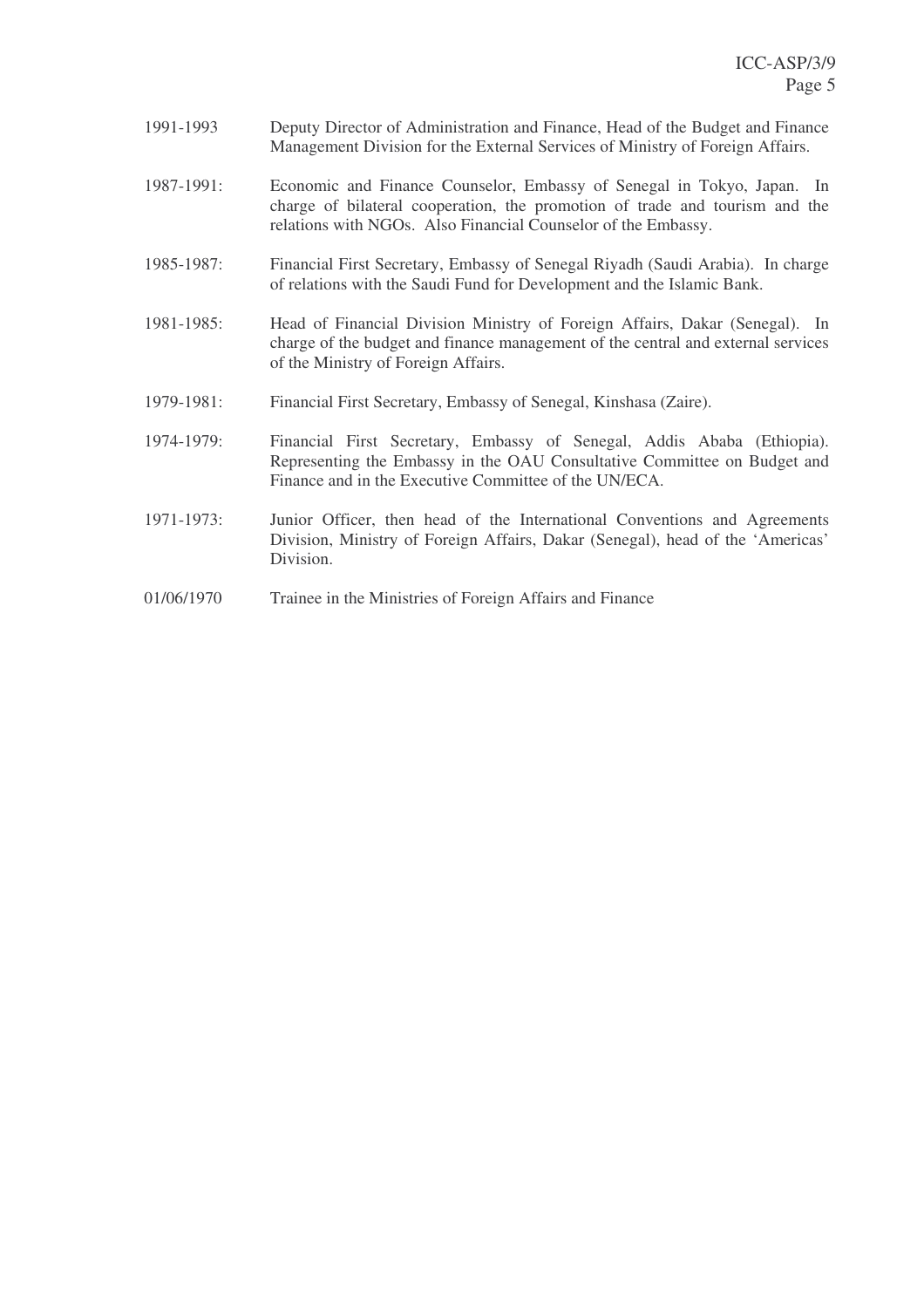1991-1993 Deputy Director of Administration and Finance, Head of the Budget and Finance Management Division for the External Services of Ministry of Foreign Affairs.

1987-1991: Economic and Finance Counselor, Embassy of Senegal in Tokyo, Japan. In charge of bilateral cooperation, the promotion of trade and tourism and the relations with NGOs. Also Financial Counselor of the Embassy.

1985-1987: Financial First Secretary, Embassy of Senegal Riyadh (Saudi Arabia). In charge of relations with the Saudi Fund for Development and the Islamic Bank.

1981-1985: Head of Financial Division Ministry of Foreign Affairs, Dakar (Senegal). In charge of the budget and finance management of the central and external services of the Ministry of Foreign Affairs.

1979-1981: Financial First Secretary, Embassy of Senegal, Kinshasa (Zaire).

1974-1979: Financial First Secretary, Embassy of Senegal, Addis Ababa (Ethiopia). Representing the Embassy in the OAU Consultative Committee on Budget and Finance and in the Executive Committee of the UN/ECA.

1971-1973: Junior Officer, then head of the International Conventions and Agreements Division, Ministry of Foreign Affairs, Dakar (Senegal), head of the 'Americas' Division.

01/06/1970 Trainee in the Ministries of Foreign Affairs and Finance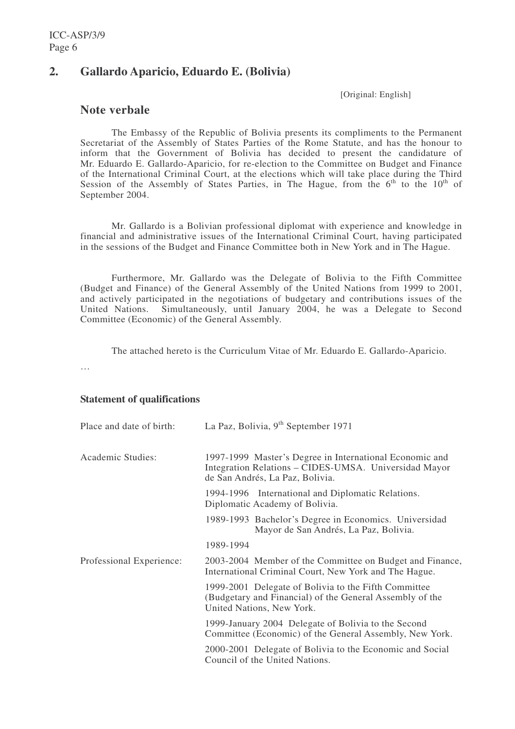## 2. Gallardo Aparicio, Eduardo E. (Bolivia)

[Original: English]

### Note verbale

The Embassy of the Republic of Bolivia presents its compliments to the Permanent Secretariat of the Assembly of States Parties of the Rome Statute, and has the honour to inform that the Government of Bolivia has decided to present the candidature of Mr. Eduardo E. Gallardo-Aparicio, for re-election to the Committee on Budget and Finance of the International Criminal Court, at the elections which will take place during the Third Session of the Assembly of States Parties, in The Hague, from the 6th to the 10th of September 2004.

Mr. Gallardo is a Bolivian professional diplomat with experience and knowledge in financial and administrative issues of the International Criminal Court, having participated in the sessions of the Budget and Finance Committee both in New York and in The Hague.

Furthermore, Mr. Gallardo was the Delegate of Bolivia to the Fifth Committee (Budget and Finance) of the General Assembly of the United Nations from 1999 to 2001, and actively participated in the negotiations of budgetary and contributions issues of the United Nations. Simultaneously, until January 2004, he was a Delegate to Second Committee (Economic) of the General Assembly.

The attached hereto is the Curriculum Vitae of Mr. Eduardo E. Gallardo-Aparicio.

…

#### Statement of qualifications

| | |
|---|---|
| Place and date of birth: | La Paz, Bolivia, 9th September 1971 |
| Academic Studies: | 1997-1999 Master's Degree in International Economic and Integration Relations – CIDES-UMSA. Universidad Mayor de San Andrés, La Paz, Bolivia. |
| | 1994-1996 International and Diplomatic Relations. Diplomatic Academy of Bolivia. |
| | 1989-1993 Bachelor's Degree in Economics. Universidad Mayor de San Andrés, La Paz, Bolivia. |
| | 1989-1994 |
| Professional Experience: | 2003-2004 Member of the Committee on Budget and Finance, International Criminal Court, New York and The Hague. |
| | 1999-2001 Delegate of Bolivia to the Fifth Committee (Budgetary and Financial) of the General Assembly of the United Nations, New York. |
| | 1999-January 2004 Delegate of Bolivia to the Second Committee (Economic) of the General Assembly, New York. |
| | 2000-2001 Delegate of Bolivia to the Economic and Social Council of the United Nations. |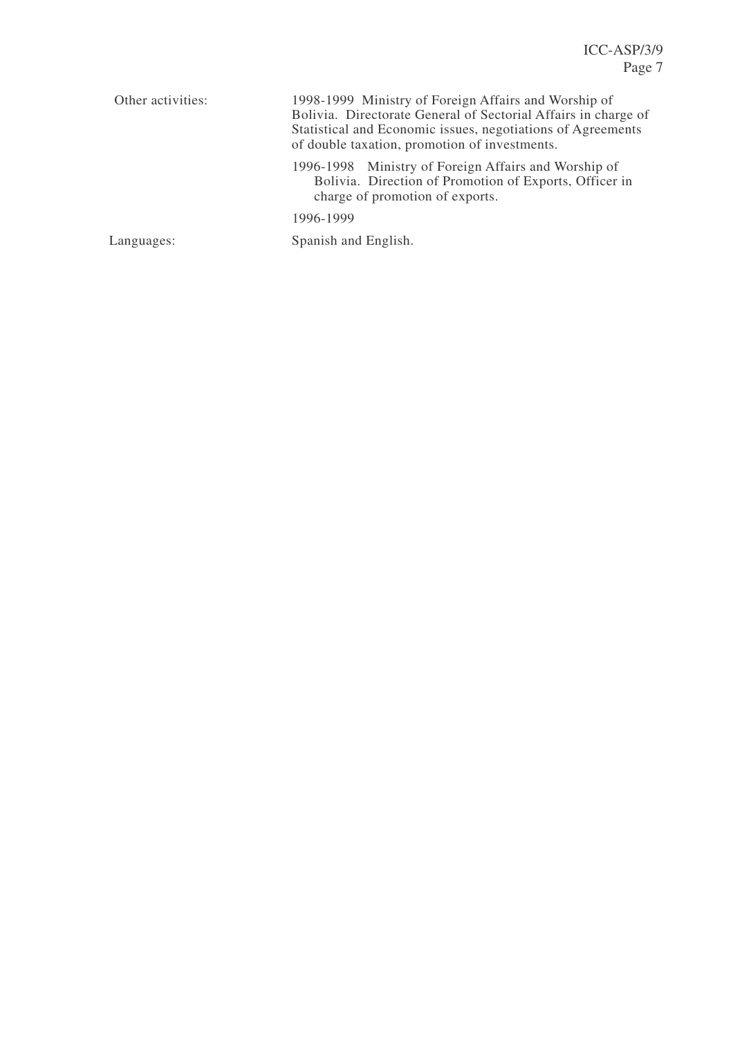Other activities: 1998-1999 Ministry of Foreign Affairs and Worship of Bolivia. Directorate General of Sectorial Affairs in charge of Statistical and Economic issues, negotiations of Agreements of double taxation, promotion of investments.

1996-1998 Ministry of Foreign Affairs and Worship of Bolivia. Direction of Promotion of Exports, Officer in charge of promotion of exports.

1996-1999

Languages: Spanish and English.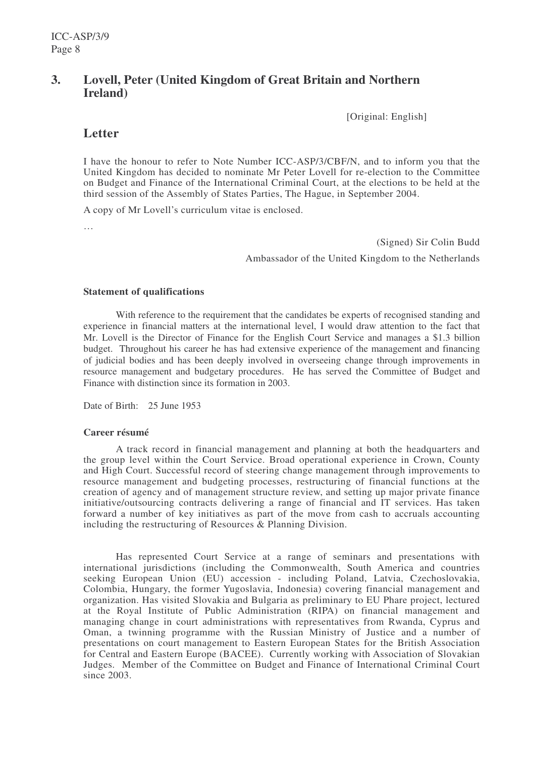## 3. Lovell, Peter (United Kingdom of Great Britain and Northern Ireland)

[Original: English]

### Letter

I have the honour to refer to Note Number ICC-ASP/3/CBF/N, and to inform you that the United Kingdom has decided to nominate Mr Peter Lovell for re-election to the Committee on Budget and Finance of the International Criminal Court, at the elections to be held at the third session of the Assembly of States Parties, The Hague, in September 2004.

A copy of Mr Lovell's curriculum vitae is enclosed.

…

(Signed) Sir Colin Budd

Ambassador of the United Kingdom to the Netherlands

**Statement of qualifications**

With reference to the requirement that the candidates be experts of recognised standing and experience in financial matters at the international level, I would draw attention to the fact that Mr. Lovell is the Director of Finance for the English Court Service and manages a $1.3 billion budget. Throughout his career he has had extensive experience of the management and financing of judicial bodies and has been deeply involved in overseeing change through improvements in resource management and budgetary procedures. He has served the Committee of Budget and Finance with distinction since its formation in 2003.

Date of Birth: 25 June 1953

**Career résumé**

A track record in financial management and planning at both the headquarters and the group level within the Court Service. Broad operational experience in Crown, County and High Court. Successful record of steering change management through improvements to resource management and budgeting processes, restructuring of financial functions at the creation of agency and of management structure review, and setting up major private finance initiative/outsourcing contracts delivering a range of financial and IT services. Has taken forward a number of key initiatives as part of the move from cash to accruals accounting including the restructuring of Resources & Planning Division.

Has represented Court Service at a range of seminars and presentations with international jurisdictions (including the Commonwealth, South America and countries seeking European Union (EU) accession - including Poland, Latvia, Czechoslovakia, Colombia, Hungary, the former Yugoslavia, Indonesia) covering financial management and organization. Has visited Slovakia and Bulgaria as preliminary to EU Phare project, lectured at the Royal Institute of Public Administration (RIPA) on financial management and managing change in court administrations with representatives from Rwanda, Cyprus and Oman, a twinning programme with the Russian Ministry of Justice and a number of presentations on court management to Eastern European States for the British Association for Central and Eastern Europe (BACEE). Currently working with Association of Slovakian Judges. Member of the Committee on Budget and Finance of International Criminal Court since 2003.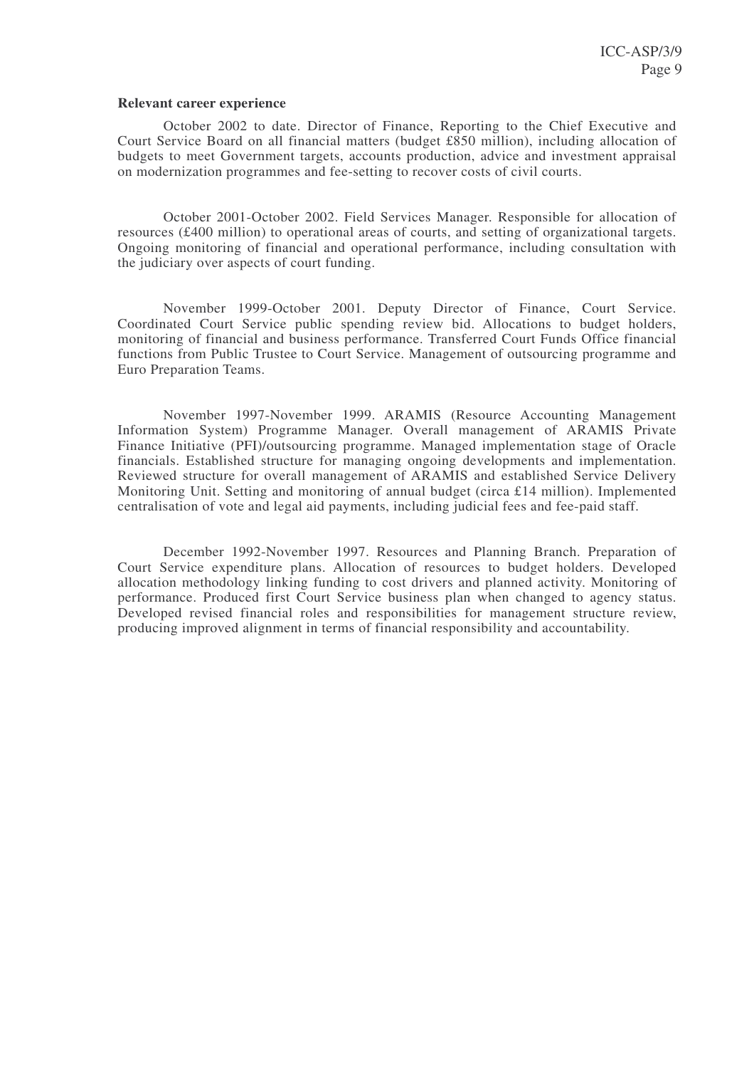**Relevant career experience**

October 2002 to date. Director of Finance, Reporting to the Chief Executive and Court Service Board on all financial matters (budget £850 million), including allocation of budgets to meet Government targets, accounts production, advice and investment appraisal on modernization programmes and fee-setting to recover costs of civil courts.

October 2001-October 2002. Field Services Manager. Responsible for allocation of resources (£400 million) to operational areas of courts, and setting of organizational targets. Ongoing monitoring of financial and operational performance, including consultation with the judiciary over aspects of court funding.

November 1999-October 2001. Deputy Director of Finance, Court Service. Coordinated Court Service public spending review bid. Allocations to budget holders, monitoring of financial and business performance. Transferred Court Funds Office financial functions from Public Trustee to Court Service. Management of outsourcing programme and Euro Preparation Teams.

November 1997-November 1999. ARAMIS (Resource Accounting Management Information System) Programme Manager. Overall management of ARAMIS Private Finance Initiative (PFI)/outsourcing programme. Managed implementation stage of Oracle financials. Established structure for managing ongoing developments and implementation. Reviewed structure for overall management of ARAMIS and established Service Delivery Monitoring Unit. Setting and monitoring of annual budget (circa £14 million). Implemented centralisation of vote and legal aid payments, including judicial fees and fee-paid staff.

December 1992-November 1997. Resources and Planning Branch. Preparation of Court Service expenditure plans. Allocation of resources to budget holders. Developed allocation methodology linking funding to cost drivers and planned activity. Monitoring of performance. Produced first Court Service business plan when changed to agency status. Developed revised financial roles and responsibilities for management structure review, producing improved alignment in terms of financial responsibility and accountability.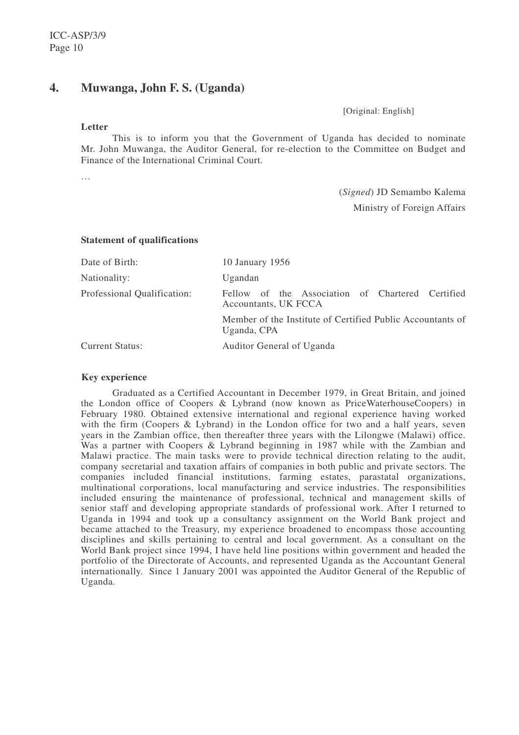## 4. Muwanga, John F. S. (Uganda)

[Original: English]

**Letter**

This is to inform you that the Government of Uganda has decided to nominate Mr. John Muwanga, the Auditor General, for re-election to the Committee on Budget and Finance of the International Criminal Court.

…

(*Signed*) JD Semambo Kalema

Ministry of Foreign Affairs

**Statement of qualifications**

| | |
|---|---|
| Date of Birth: | 10 January 1956 |
| Nationality: | Ugandan |
| Professional Qualification: | Fellow of the Association of Chartered Certified Accountants, UK FCCA |
| | Member of the Institute of Certified Public Accountants of Uganda, CPA |
| Current Status: | Auditor General of Uganda |

**Key experience**

Graduated as a Certified Accountant in December 1979, in Great Britain, and joined the London office of Coopers & Lybrand (now known as PriceWaterhouseCoopers) in February 1980. Obtained extensive international and regional experience having worked with the firm (Coopers & Lybrand) in the London office for two and a half years, seven years in the Zambian office, then thereafter three years with the Lilongwe (Malawi) office. Was a partner with Coopers & Lybrand beginning in 1987 while with the Zambian and Malawi practice. The main tasks were to provide technical direction relating to the audit, company secretarial and taxation affairs of companies in both public and private sectors. The companies included financial institutions, farming estates, parastatal organizations, multinational corporations, local manufacturing and service industries. The responsibilities included ensuring the maintenance of professional, technical and management skills of senior staff and developing appropriate standards of professional work. After I returned to Uganda in 1994 and took up a consultancy assignment on the World Bank project and became attached to the Treasury, my experience broadened to encompass those accounting disciplines and skills pertaining to central and local government. As a consultant on the World Bank project since 1994, I have held line positions within government and headed the portfolio of the Directorate of Accounts, and represented Uganda as the Accountant General internationally. Since 1 January 2001 was appointed the Auditor General of the Republic of Uganda.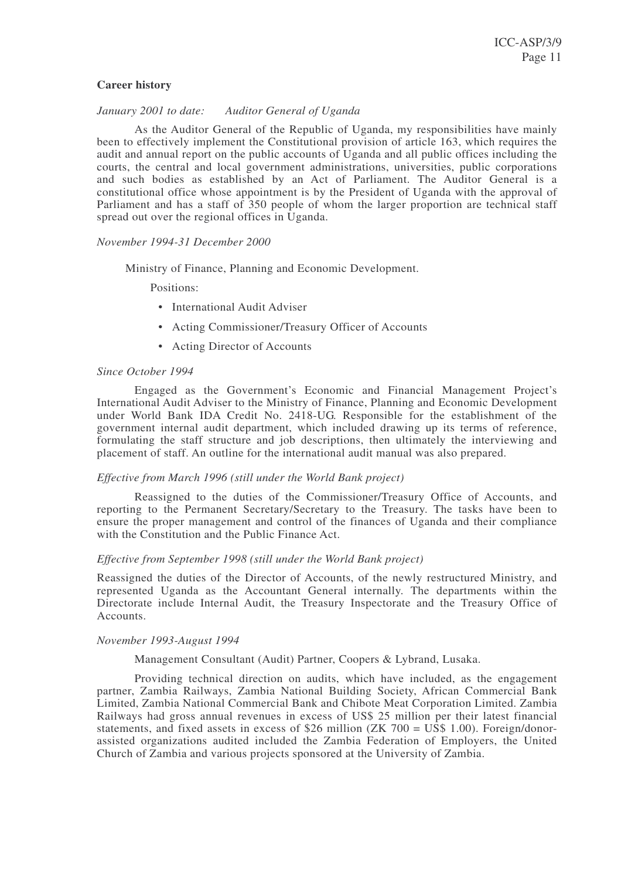**Career history**

*January 2001 to date: Auditor General of Uganda*

As the Auditor General of the Republic of Uganda, my responsibilities have mainly been to effectively implement the Constitutional provision of article 163, which requires the audit and annual report on the public accounts of Uganda and all public offices including the courts, the central and local government administrations, universities, public corporations and such bodies as established by an Act of Parliament. The Auditor General is a constitutional office whose appointment is by the President of Uganda with the approval of Parliament and has a staff of 350 people of whom the larger proportion are technical staff spread out over the regional offices in Uganda.

*November 1994-31 December 2000*

Ministry of Finance, Planning and Economic Development.

Positions:

- International Audit Adviser
- Acting Commissioner/Treasury Officer of Accounts
- Acting Director of Accounts

*Since October 1994*

Engaged as the Government's Economic and Financial Management Project's International Audit Adviser to the Ministry of Finance, Planning and Economic Development under World Bank IDA Credit No. 2418-UG. Responsible for the establishment of the government internal audit department, which included drawing up its terms of reference, formulating the staff structure and job descriptions, then ultimately the interviewing and placement of staff. An outline for the international audit manual was also prepared.

*Effective from March 1996 (still under the World Bank project)*

Reassigned to the duties of the Commissioner/Treasury Office of Accounts, and reporting to the Permanent Secretary/Secretary to the Treasury. The tasks have been to ensure the proper management and control of the finances of Uganda and their compliance with the Constitution and the Public Finance Act.

*Effective from September 1998 (still under the World Bank project)*

Reassigned the duties of the Director of Accounts, of the newly restructured Ministry, and represented Uganda as the Accountant General internally. The departments within the Directorate include Internal Audit, the Treasury Inspectorate and the Treasury Office of Accounts.

*November 1993-August 1994*

Management Consultant (Audit) Partner, Coopers & Lybrand, Lusaka.

Providing technical direction on audits, which have included, as the engagement partner, Zambia Railways, Zambia National Building Society, African Commercial Bank Limited, Zambia National Commercial Bank and Chibote Meat Corporation Limited. Zambia Railways had gross annual revenues in excess of US$ 25 million per their latest financial statements, and fixed assets in excess of $26 million (ZK 700 = US$ 1.00). Foreign/donor-assisted organizations audited included the Zambia Federation of Employers, the United Church of Zambia and various projects sponsored at the University of Zambia.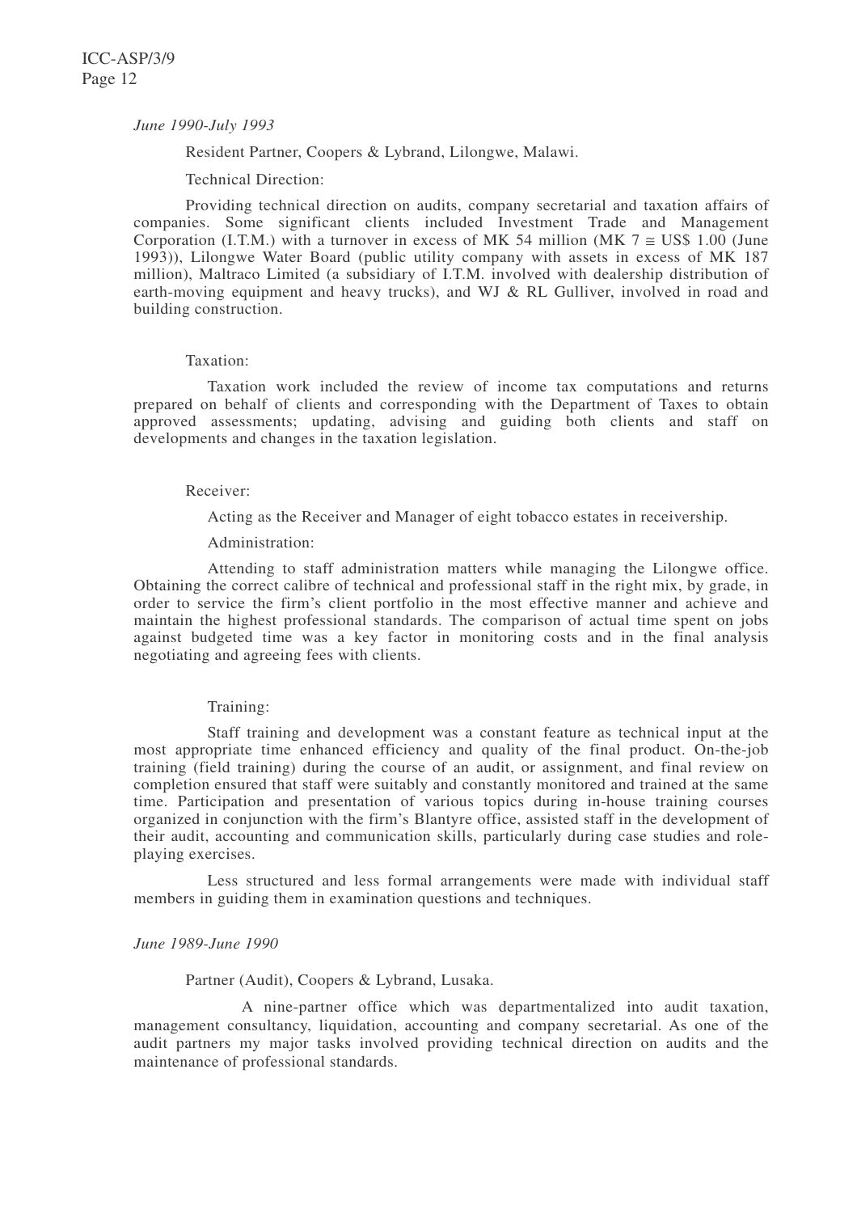*June 1990-July 1993*

Resident Partner, Coopers & Lybrand, Lilongwe, Malawi.

Technical Direction:

Providing technical direction on audits, company secretarial and taxation affairs of companies. Some significant clients included Investment Trade and Management Corporation (I.T.M.) with a turnover in excess of MK 54 million (MK 7 ≅ US$ 1.00 (June 1993)), Lilongwe Water Board (public utility company with assets in excess of MK 187 million), Maltraco Limited (a subsidiary of I.T.M. involved with dealership distribution of earth-moving equipment and heavy trucks), and WJ & RL Gulliver, involved in road and building construction.

Taxation:

Taxation work included the review of income tax computations and returns prepared on behalf of clients and corresponding with the Department of Taxes to obtain approved assessments; updating, advising and guiding both clients and staff on developments and changes in the taxation legislation.

Receiver:

Acting as the Receiver and Manager of eight tobacco estates in receivership.

Administration:

Attending to staff administration matters while managing the Lilongwe office. Obtaining the correct calibre of technical and professional staff in the right mix, by grade, in order to service the firm's client portfolio in the most effective manner and achieve and maintain the highest professional standards. The comparison of actual time spent on jobs against budgeted time was a key factor in monitoring costs and in the final analysis negotiating and agreeing fees with clients.

Training:

Staff training and development was a constant feature as technical input at the most appropriate time enhanced efficiency and quality of the final product. On-the-job training (field training) during the course of an audit, or assignment, and final review on completion ensured that staff were suitably and constantly monitored and trained at the same time. Participation and presentation of various topics during in-house training courses organized in conjunction with the firm's Blantyre office, assisted staff in the development of their audit, accounting and communication skills, particularly during case studies and role-playing exercises.

Less structured and less formal arrangements were made with individual staff members in guiding them in examination questions and techniques.

*June 1989-June 1990*

Partner (Audit), Coopers & Lybrand, Lusaka.

A nine-partner office which was departmentalized into audit taxation, management consultancy, liquidation, accounting and company secretarial. As one of the audit partners my major tasks involved providing technical direction on audits and the maintenance of professional standards.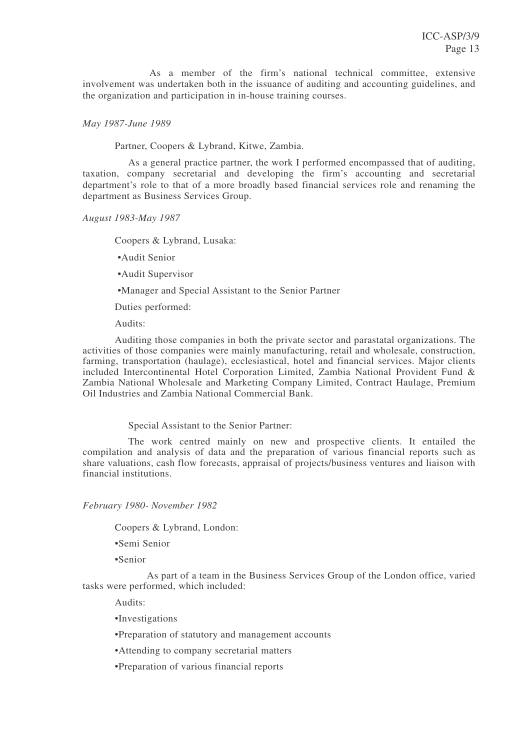As a member of the firm's national technical committee, extensive involvement was undertaken both in the issuance of auditing and accounting guidelines, and the organization and participation in in-house training courses.

*May 1987-June 1989*

Partner, Coopers & Lybrand, Kitwe, Zambia.

As a general practice partner, the work I performed encompassed that of auditing, taxation, company secretarial and developing the firm's accounting and secretarial department's role to that of a more broadly based financial services role and renaming the department as Business Services Group.

*August 1983-May 1987*

Coopers & Lybrand, Lusaka:

- Audit Senior
- Audit Supervisor
- Manager and Special Assistant to the Senior Partner

Duties performed:

Audits:

Auditing those companies in both the private sector and parastatal organizations. The activities of those companies were mainly manufacturing, retail and wholesale, construction, farming, transportation (haulage), ecclesiastical, hotel and financial services. Major clients included Intercontinental Hotel Corporation Limited, Zambia National Provident Fund & Zambia National Wholesale and Marketing Company Limited, Contract Haulage, Premium Oil Industries and Zambia National Commercial Bank.

Special Assistant to the Senior Partner:

The work centred mainly on new and prospective clients. It entailed the compilation and analysis of data and the preparation of various financial reports such as share valuations, cash flow forecasts, appraisal of projects/business ventures and liaison with financial institutions.

*February 1980- November 1982*

Coopers & Lybrand, London:

- Semi Senior
- Senior

As part of a team in the Business Services Group of the London office, varied tasks were performed, which included:

Audits:

- Investigations
- Preparation of statutory and management accounts
- Attending to company secretarial matters
- Preparation of various financial reports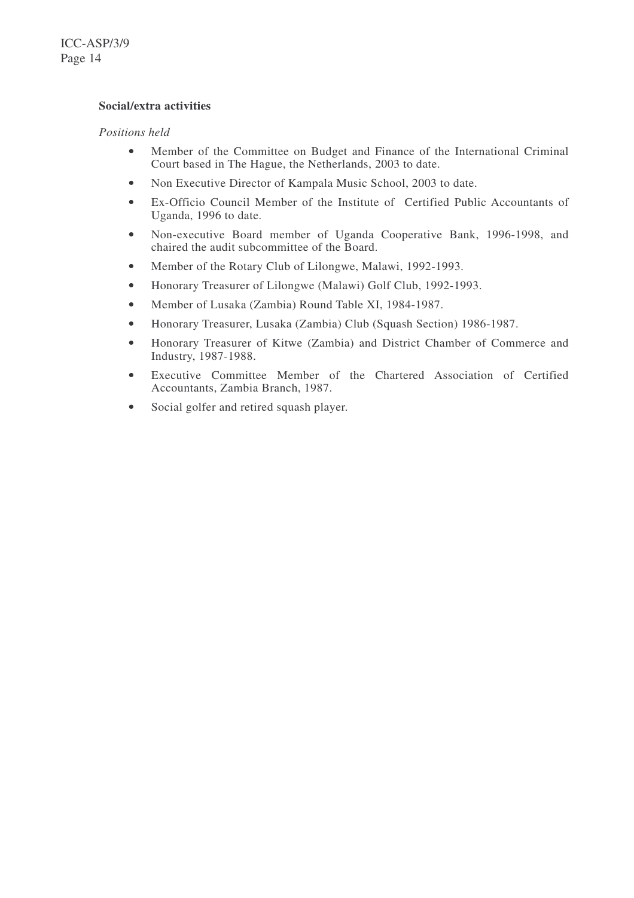**Social/extra activities**

*Positions held*

- Member of the Committee on Budget and Finance of the International Criminal Court based in The Hague, the Netherlands, 2003 to date.
- Non Executive Director of Kampala Music School, 2003 to date.
- Ex-Officio Council Member of the Institute of Certified Public Accountants of Uganda, 1996 to date.
- Non-executive Board member of Uganda Cooperative Bank, 1996-1998, and chaired the audit subcommittee of the Board.
- Member of the Rotary Club of Lilongwe, Malawi, 1992-1993.
- Honorary Treasurer of Lilongwe (Malawi) Golf Club, 1992-1993.
- Member of Lusaka (Zambia) Round Table XI, 1984-1987.
- Honorary Treasurer, Lusaka (Zambia) Club (Squash Section) 1986-1987.
- Honorary Treasurer of Kitwe (Zambia) and District Chamber of Commerce and Industry, 1987-1988.
- Executive Committee Member of the Chartered Association of Certified Accountants, Zambia Branch, 1987.
- Social golfer and retired squash player.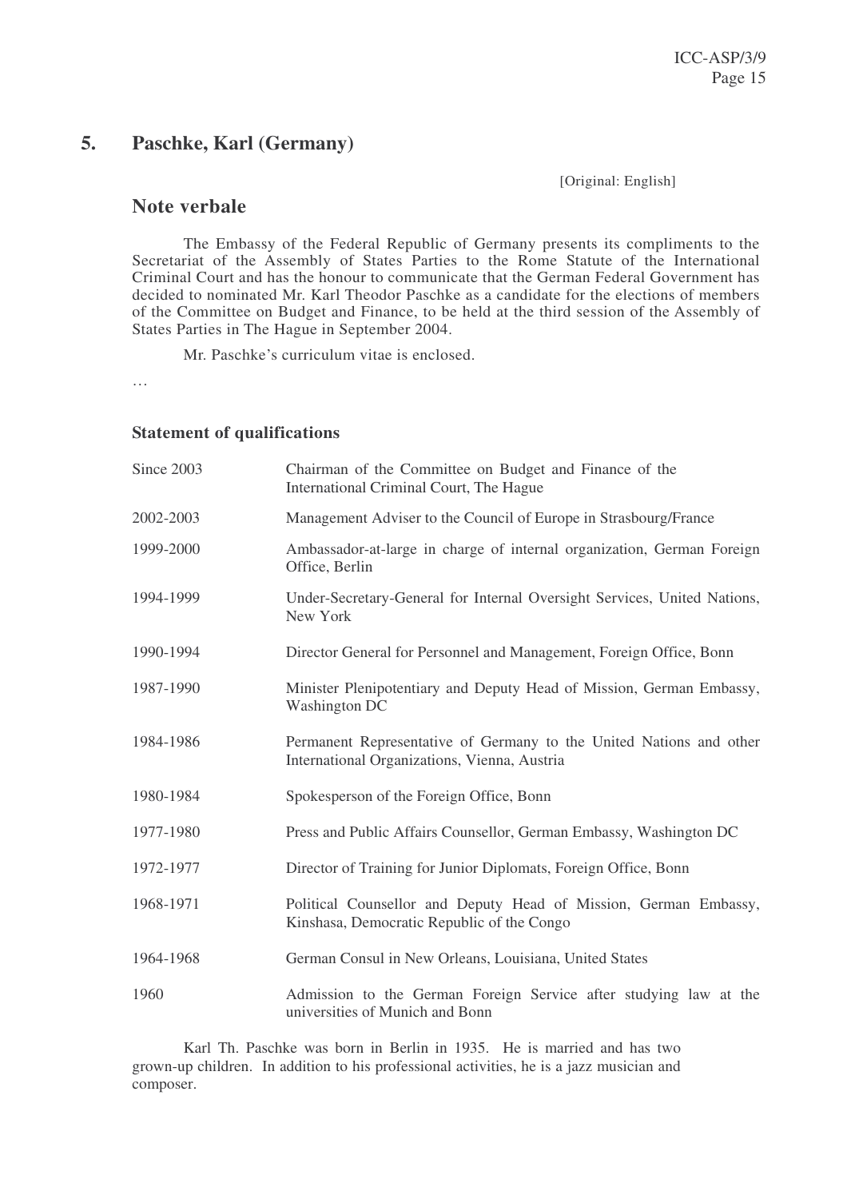## 5. Paschke, Karl (Germany)

[Original: English]

### Note verbale

The Embassy of the Federal Republic of Germany presents its compliments to the Secretariat of the Assembly of States Parties to the Rome Statute of the International Criminal Court and has the honour to communicate that the German Federal Government has decided to nominated Mr. Karl Theodor Paschke as a candidate for the elections of members of the Committee on Budget and Finance, to be held at the third session of the Assembly of States Parties in The Hague in September 2004.

Mr. Paschke's curriculum vitae is enclosed.

…

#### Statement of qualifications

| | |
|---|---|
| Since 2003 | Chairman of the Committee on Budget and Finance of the International Criminal Court, The Hague |
| 2002-2003 | Management Adviser to the Council of Europe in Strasbourg/France |
| 1999-2000 | Ambassador-at-large in charge of internal organization, German Foreign Office, Berlin |
| 1994-1999 | Under-Secretary-General for Internal Oversight Services, United Nations, New York |
| 1990-1994 | Director General for Personnel and Management, Foreign Office, Bonn |
| 1987-1990 | Minister Plenipotentiary and Deputy Head of Mission, German Embassy, Washington DC |
| 1984-1986 | Permanent Representative of Germany to the United Nations and other International Organizations, Vienna, Austria |
| 1980-1984 | Spokesperson of the Foreign Office, Bonn |
| 1977-1980 | Press and Public Affairs Counsellor, German Embassy, Washington DC |
| 1972-1977 | Director of Training for Junior Diplomats, Foreign Office, Bonn |
| 1968-1971 | Political Counsellor and Deputy Head of Mission, German Embassy, Kinshasa, Democratic Republic of the Congo |
| 1964-1968 | German Consul in New Orleans, Louisiana, United States |
| 1960 | Admission to the German Foreign Service after studying law at the universities of Munich and Bonn |

Karl Th. Paschke was born in Berlin in 1935. He is married and has two grown-up children. In addition to his professional activities, he is a jazz musician and composer.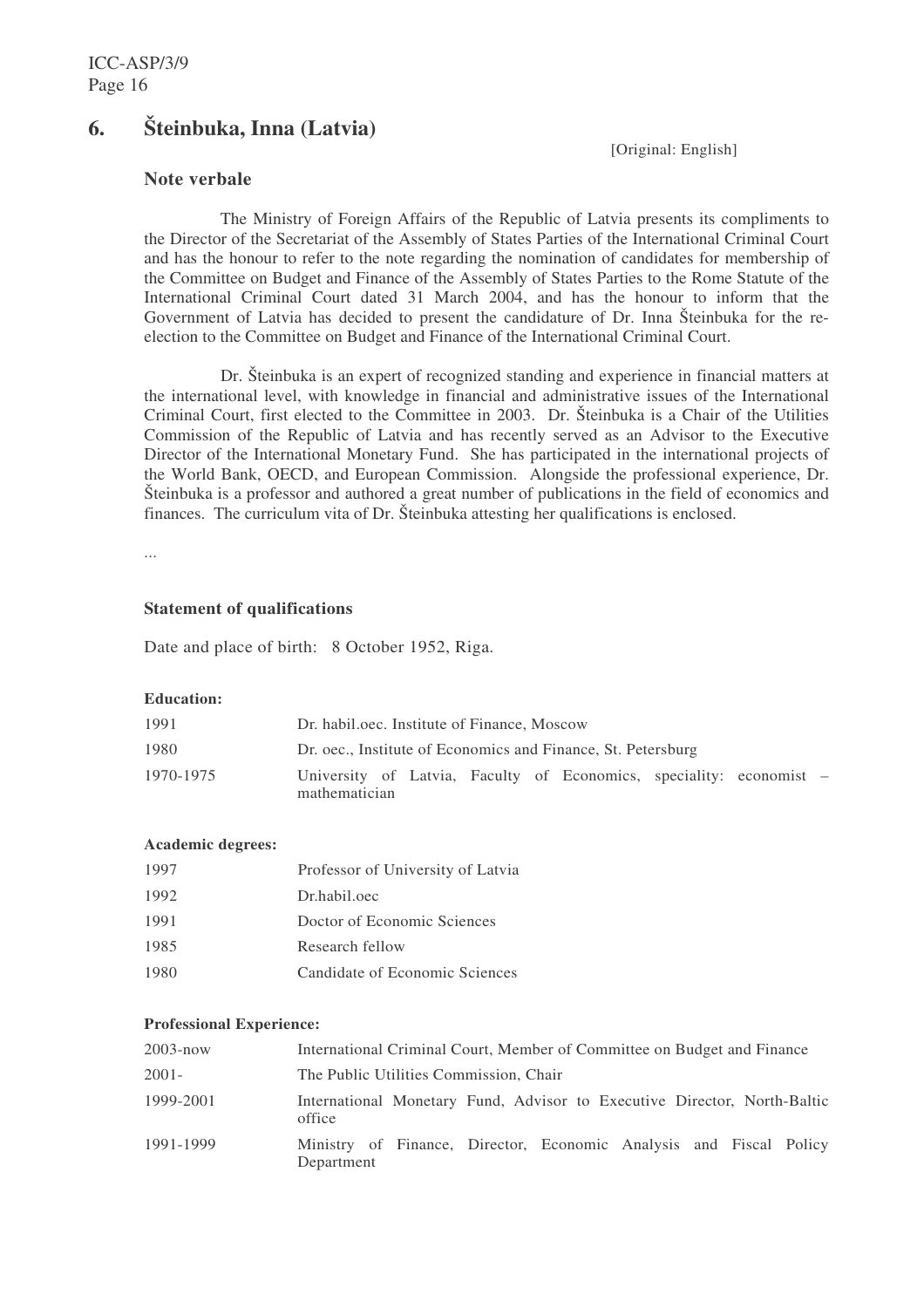## 6. Šteinbuka, Inna (Latvia)

[Original: English]

### Note verbale

The Ministry of Foreign Affairs of the Republic of Latvia presents its compliments to the Director of the Secretariat of the Assembly of States Parties of the International Criminal Court and has the honour to refer to the note regarding the nomination of candidates for membership of the Committee on Budget and Finance of the Assembly of States Parties to the Rome Statute of the International Criminal Court dated 31 March 2004, and has the honour to inform that the Government of Latvia has decided to present the candidature of Dr. Inna Šteinbuka for the re-election to the Committee on Budget and Finance of the International Criminal Court.

Dr. Šteinbuka is an expert of recognized standing and experience in financial matters at the international level, with knowledge in financial and administrative issues of the International Criminal Court, first elected to the Committee in 2003. Dr. Šteinbuka is a Chair of the Utilities Commission of the Republic of Latvia and has recently served as an Advisor to the Executive Director of the International Monetary Fund. She has participated in the international projects of the World Bank, OECD, and European Commission. Alongside the professional experience, Dr. Šteinbuka is a professor and authored a great number of publications in the field of economics and finances. The curriculum vita of Dr. Šteinbuka attesting her qualifications is enclosed.

...

### Statement of qualifications

Date and place of birth: 8 October 1952, Riga.

**Education:**

| | |
|---|---|
| 1991 | Dr. habil.oec. Institute of Finance, Moscow |
| 1980 | Dr. oec., Institute of Economics and Finance, St. Petersburg |
| 1970-1975 | University of Latvia, Faculty of Economics, speciality: economist – mathematician |

**Academic degrees:**

| | |
|---|---|
| 1997 | Professor of University of Latvia |
| 1992 | Dr.habil.oec |
| 1991 | Doctor of Economic Sciences |
| 1985 | Research fellow |
| 1980 | Candidate of Economic Sciences |

**Professional Experience:**

| | |
|---|---|
| 2003-now | International Criminal Court, Member of Committee on Budget and Finance |
| 2001- | The Public Utilities Commission, Chair |
| 1999-2001 | International Monetary Fund, Advisor to Executive Director, North-Baltic office |
| 1991-1999 | Ministry of Finance, Director, Economic Analysis and Fiscal Policy Department |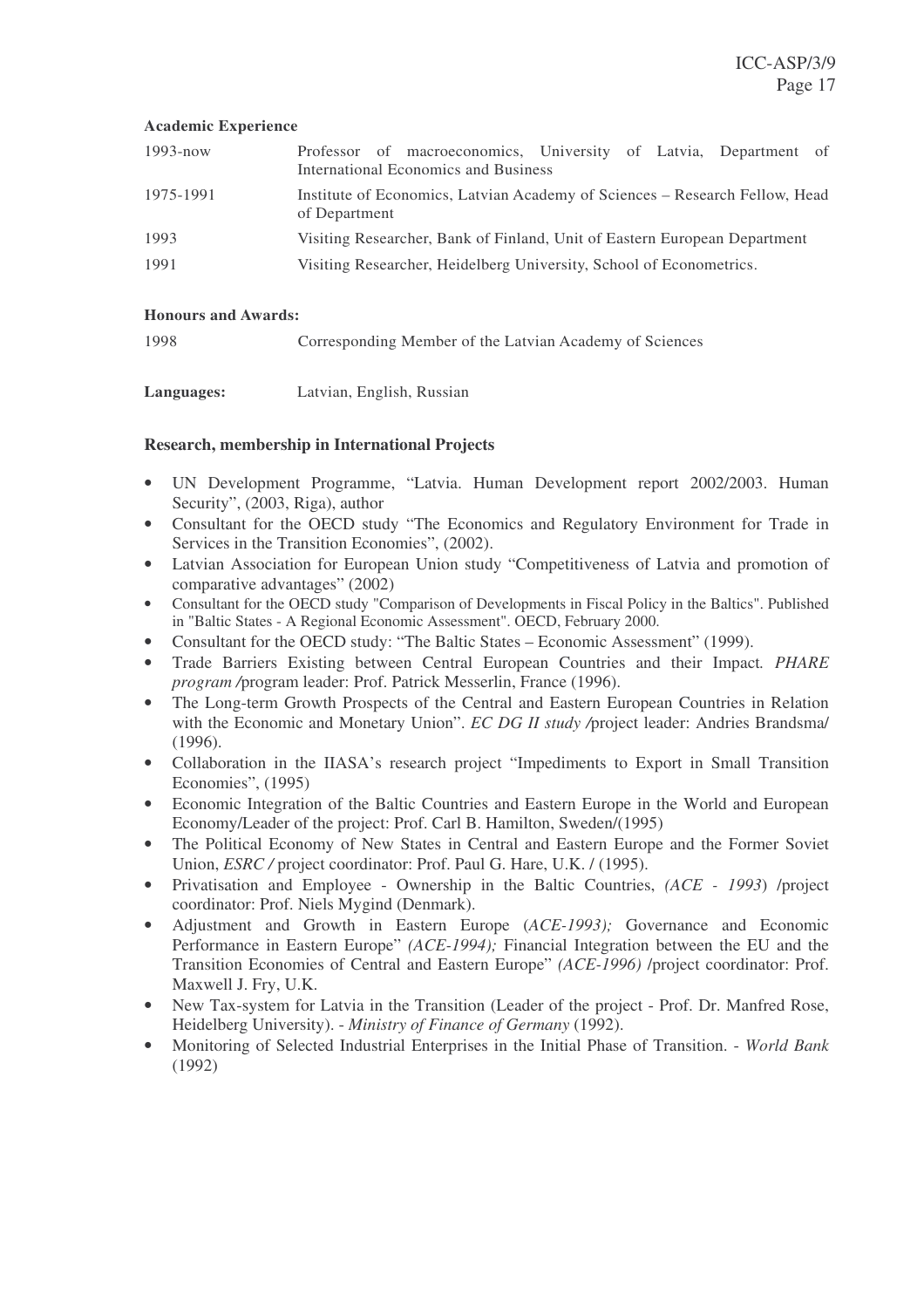**Academic Experience**

| | |
|---|---|
| 1993-now | Professor of macroeconomics, University of Latvia, Department of International Economics and Business |
| 1975-1991 | Institute of Economics, Latvian Academy of Sciences – Research Fellow, Head of Department |
| 1993 | Visiting Researcher, Bank of Finland, Unit of Eastern European Department |
| 1991 | Visiting Researcher, Heidelberg University, School of Econometrics. |

**Honours and Awards:**

| | |
|---|---|
| 1998 | Corresponding Member of the Latvian Academy of Sciences |

**Languages:** Latvian, English, Russian

**Research, membership in International Projects**

- UN Development Programme, "Latvia. Human Development report 2002/2003. Human Security", (2003, Riga), author
- Consultant for the OECD study "The Economics and Regulatory Environment for Trade in Services in the Transition Economies", (2002).
- Latvian Association for European Union study "Competitiveness of Latvia and promotion of comparative advantages" (2002)
- Consultant for the OECD study "Comparison of Developments in Fiscal Policy in the Baltics". Published in "Baltic States - A Regional Economic Assessment". OECD, February 2000.
- Consultant for the OECD study: "The Baltic States – Economic Assessment" (1999).
- Trade Barriers Existing between Central European Countries and their Impact. *PHARE program /*program leader: Prof. Patrick Messerlin, France (1996).
- The Long-term Growth Prospects of the Central and Eastern European Countries in Relation with the Economic and Monetary Union". *EC DG II study /*project leader: Andries Brandsma/ (1996).
- Collaboration in the IIASA's research project "Impediments to Export in Small Transition Economies", (1995)
- Economic Integration of the Baltic Countries and Eastern Europe in the World and European Economy/Leader of the project: Prof. Carl B. Hamilton, Sweden/(1995)
- The Political Economy of New States in Central and Eastern Europe and the Former Soviet Union, *ESRC /* project coordinator: Prof. Paul G. Hare, U.K. / (1995).
- Privatisation and Employee - Ownership in the Baltic Countries, *(ACE - 1993*) /project coordinator: Prof. Niels Mygind (Denmark).
- Adjustment and Growth in Eastern Europe (*ACE-1993);* Governance and Economic Performance in Eastern Europe" *(ACE-1994);* Financial Integration between the EU and the Transition Economies of Central and Eastern Europe" *(ACE-1996)* /project coordinator: Prof. Maxwell J. Fry, U.K.
- New Tax-system for Latvia in the Transition (Leader of the project - Prof. Dr. Manfred Rose, Heidelberg University). - *Ministry of Finance of Germany* (1992).
- Monitoring of Selected Industrial Enterprises in the Initial Phase of Transition. - *World Bank* (1992)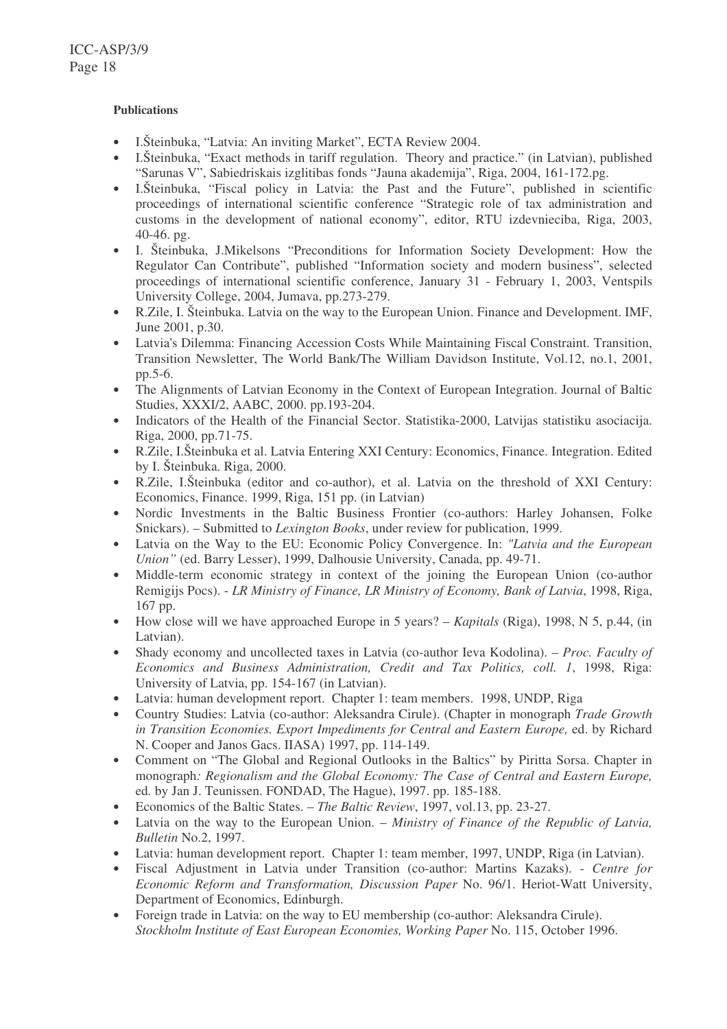**Publications**

- I.Šteinbuka, "Latvia: An inviting Market", ECTA Review 2004.
- I.Šteinbuka, "Exact methods in tariff regulation. Theory and practice." (in Latvian), published "Sarunas V", Sabiedriskais izglitibas fonds "Jauna akademija", Riga, 2004, 161-172.pg.
- I.Šteinbuka, "Fiscal policy in Latvia: the Past and the Future", published in scientific proceedings of international scientific conference "Strategic role of tax administration and customs in the development of national economy", editor, RTU izdevnieciba, Riga, 2003, 40-46. pg.
- I. Šteinbuka, J.Mikelsons "Preconditions for Information Society Development: How the Regulator Can Contribute", published "Information society and modern business", selected proceedings of international scientific conference, January 31 - February 1, 2003, Ventspils University College, 2004, Jumava, pp.273-279.
- R.Zile, I. Šteinbuka. Latvia on the way to the European Union. Finance and Development. IMF, June 2001, p.30.
- Latvia's Dilemma: Financing Accession Costs While Maintaining Fiscal Constraint. Transition, Transition Newsletter, The World Bank/The William Davidson Institute, Vol.12, no.1, 2001, pp.5-6.
- The Alignments of Latvian Economy in the Context of European Integration. Journal of Baltic Studies, XXXI/2, AABC, 2000. pp.193-204.
- Indicators of the Health of the Financial Sector. Statistika-2000, Latvijas statistiku asociacija. Riga, 2000, pp.71-75.
- R.Zile, I.Šteinbuka et al. Latvia Entering XXI Century: Economics, Finance. Integration. Edited by I. Šteinbuka. Riga, 2000.
- R.Zile, I.Šteinbuka (editor and co-author), et al. Latvia on the threshold of XXI Century: Economics, Finance. 1999, Riga, 151 pp. (in Latvian)
- Nordic Investments in the Baltic Business Frontier (co-authors: Harley Johansen, Folke Snickars). – Submitted to *Lexington Books*, under review for publication, 1999.
- Latvia on the Way to the EU: Economic Policy Convergence. In: *"Latvia and the European Union"* (ed. Barry Lesser), 1999, Dalhousie University, Canada, pp. 49-71.
- Middle-term economic strategy in context of the joining the European Union (co-author Remigijs Pocs). - *LR Ministry of Finance, LR Ministry of Economy, Bank of Latvia*, 1998, Riga, 167 pp.
- How close will we have approached Europe in 5 years? – *Kapitals* (Riga), 1998, N 5, p.44, (in Latvian).
- Shady economy and uncollected taxes in Latvia (co-author Ieva Kodolina). – *Proc. Faculty of Economics and Business Administration, Credit and Tax Politics, coll. 1*, 1998, Riga: University of Latvia, pp. 154-167 (in Latvian).
- Latvia: human development report. Chapter 1: team members. 1998, UNDP, Riga
- Country Studies: Latvia (co-author: Aleksandra Cirule). (Chapter in monograph *Trade Growth in Transition Economies. Export Impediments for Central and Eastern Europe,* ed. by Richard N. Cooper and Janos Gacs. IIASA) 1997, pp. 114-149.
- Comment on "The Global and Regional Outlooks in the Baltics" by Piritta Sorsa. Chapter in monograph*: Regionalism and the Global Economy: The Case of Central and Eastern Europe,* ed. by Jan J. Teunissen. FONDAD, The Hague), 1997. pp. 185-188.
- Economics of the Baltic States. – *The Baltic Review*, 1997, vol.13, pp. 23-27.
- Latvia on the way to the European Union. – *Ministry of Finance of the Republic of Latvia, Bulletin* No.2, 1997.
- Latvia: human development report. Chapter 1: team member, 1997, UNDP, Riga (in Latvian).
- Fiscal Adjustment in Latvia under Transition (co-author: Martins Kazaks). - *Centre for Economic Reform and Transformation, Discussion Paper* No. 96/1. Heriot-Watt University, Department of Economics, Edinburgh.
- Foreign trade in Latvia: on the way to EU membership (co-author: Aleksandra Cirule). *Stockholm Institute of East European Economies, Working Paper* No. 115, October 1996.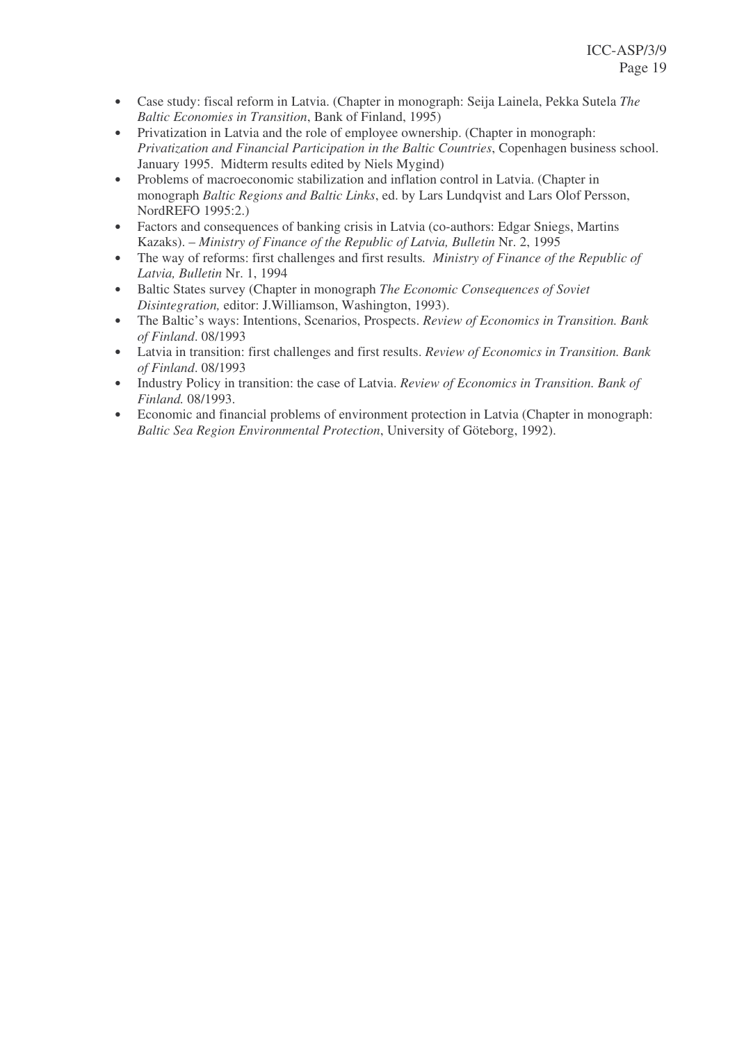- Case study: fiscal reform in Latvia. (Chapter in monograph: Seija Lainela, Pekka Sutela *The Baltic Economies in Transition*, Bank of Finland, 1995)
- Privatization in Latvia and the role of employee ownership. (Chapter in monograph: *Privatization and Financial Participation in the Baltic Countries*, Copenhagen business school. January 1995. Midterm results edited by Niels Mygind)
- Problems of macroeconomic stabilization and inflation control in Latvia. (Chapter in monograph *Baltic Regions and Baltic Links*, ed. by Lars Lundqvist and Lars Olof Persson, NordREFO 1995:2.)
- Factors and consequences of banking crisis in Latvia (co-authors: Edgar Sniegs, Martins Kazaks). – *Ministry of Finance of the Republic of Latvia, Bulletin* Nr. 2, 1995
- The way of reforms: first challenges and first results*. Ministry of Finance of the Republic of Latvia, Bulletin* Nr. 1, 1994
- Baltic States survey (Chapter in monograph *The Economic Consequences of Soviet Disintegration,* editor: J.Williamson, Washington, 1993).
- The Baltic's ways: Intentions, Scenarios, Prospects. *Review of Economics in Transition. Bank of Finland*. 08/1993
- Latvia in transition: first challenges and first results. *Review of Economics in Transition. Bank of Finland*. 08/1993
- Industry Policy in transition: the case of Latvia. *Review of Economics in Transition. Bank of Finland.* 08/1993.
- Economic and financial problems of environment protection in Latvia (Chapter in monograph: *Baltic Sea Region Environmental Protection*, University of Göteborg, 1992).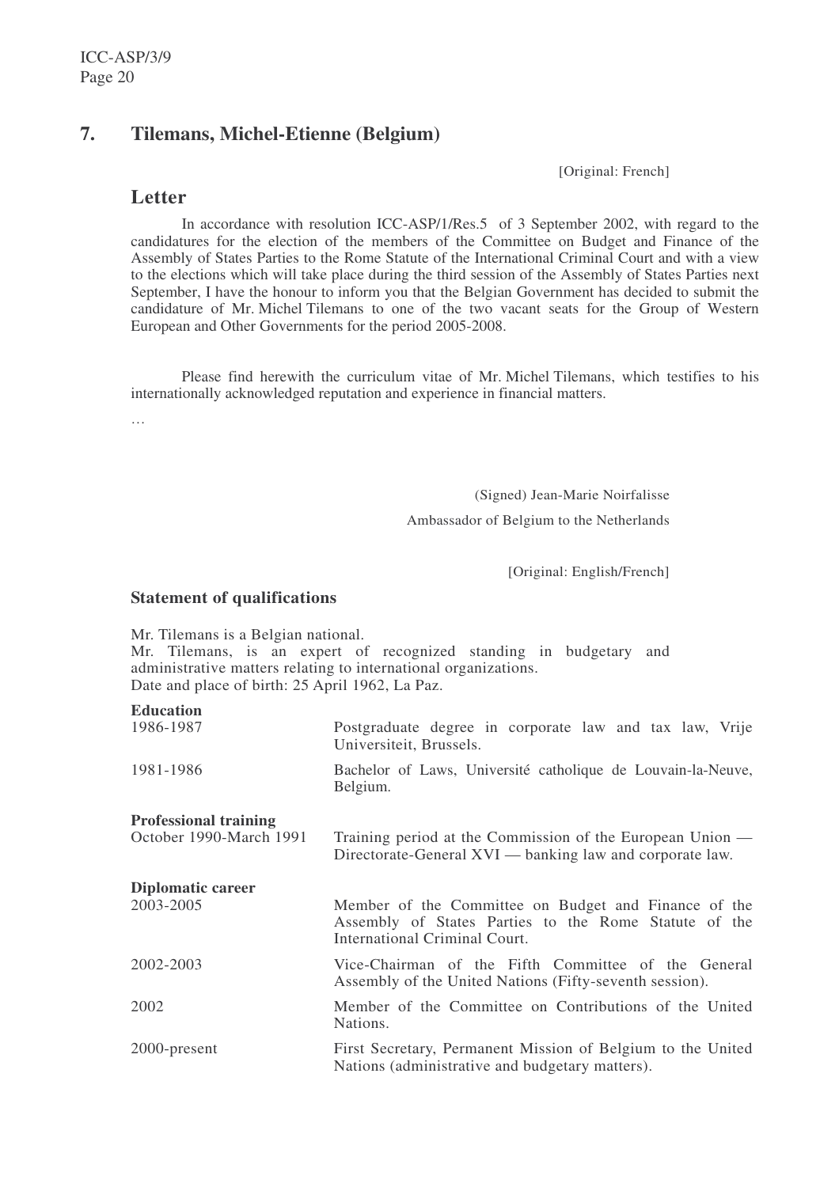## 7. Tilemans, Michel-Etienne (Belgium)

[Original: French]

### Letter

In accordance with resolution ICC-ASP/1/Res.5 of 3 September 2002, with regard to the candidatures for the election of the members of the Committee on Budget and Finance of the Assembly of States Parties to the Rome Statute of the International Criminal Court and with a view to the elections which will take place during the third session of the Assembly of States Parties next September, I have the honour to inform you that the Belgian Government has decided to submit the candidature of Mr. Michel Tilemans to one of the two vacant seats for the Group of Western European and Other Governments for the period 2005-2008.

Please find herewith the curriculum vitae of Mr. Michel Tilemans, which testifies to his internationally acknowledged reputation and experience in financial matters.

…

(Signed) Jean-Marie Noirfalisse

Ambassador of Belgium to the Netherlands

[Original: English/French]

### Statement of qualifications

Mr. Tilemans is a Belgian national.
Mr. Tilemans, is an expert of recognized standing in budgetary and administrative matters relating to international organizations.
Date and place of birth: 25 April 1962, La Paz.

**Education**

| | |
|---|---|
| 1986-1987 | Postgraduate degree in corporate law and tax law, Vrije Universiteit, Brussels. |
| 1981-1986 | Bachelor of Laws, Université catholique de Louvain-la-Neuve, Belgium. |

**Professional training**

| | |
|---|---|
| October 1990-March 1991 | Training period at the Commission of the European Union — Directorate-General XVI — banking law and corporate law. |

**Diplomatic career**

| | |
|---|---|
| 2003-2005 | Member of the Committee on Budget and Finance of the Assembly of States Parties to the Rome Statute of the International Criminal Court. |
| 2002-2003 | Vice-Chairman of the Fifth Committee of the General Assembly of the United Nations (Fifty-seventh session). |
| 2002 | Member of the Committee on Contributions of the United Nations. |
| 2000-present | First Secretary, Permanent Mission of Belgium to the United Nations (administrative and budgetary matters). |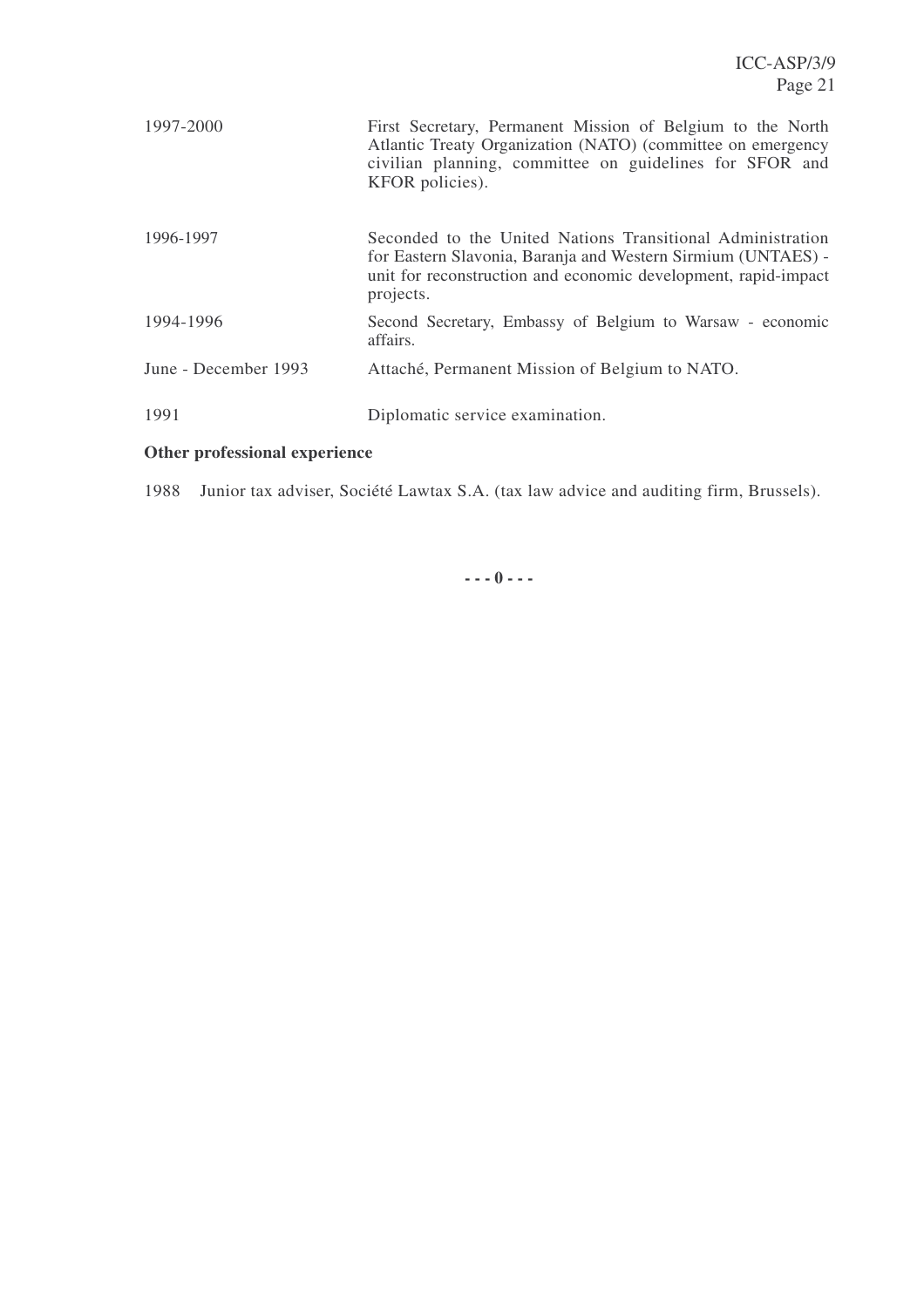| | |
|---|---|
| 1997-2000 | First Secretary, Permanent Mission of Belgium to the North Atlantic Treaty Organization (NATO) (committee on emergency civilian planning, committee on guidelines for SFOR and KFOR policies). |
| 1996-1997 | Seconded to the United Nations Transitional Administration for Eastern Slavonia, Baranja and Western Sirmium (UNTAES) - unit for reconstruction and economic development, rapid-impact projects. |
| 1994-1996 | Second Secretary, Embassy of Belgium to Warsaw - economic affairs. |
| June - December 1993 | Attaché, Permanent Mission of Belgium to NATO. |
| 1991 | Diplomatic service examination. |

**Other professional experience**

1988 Junior tax adviser, Société Lawtax S.A. (tax law advice and auditing firm, Brussels).

**- - - 0 - - -**